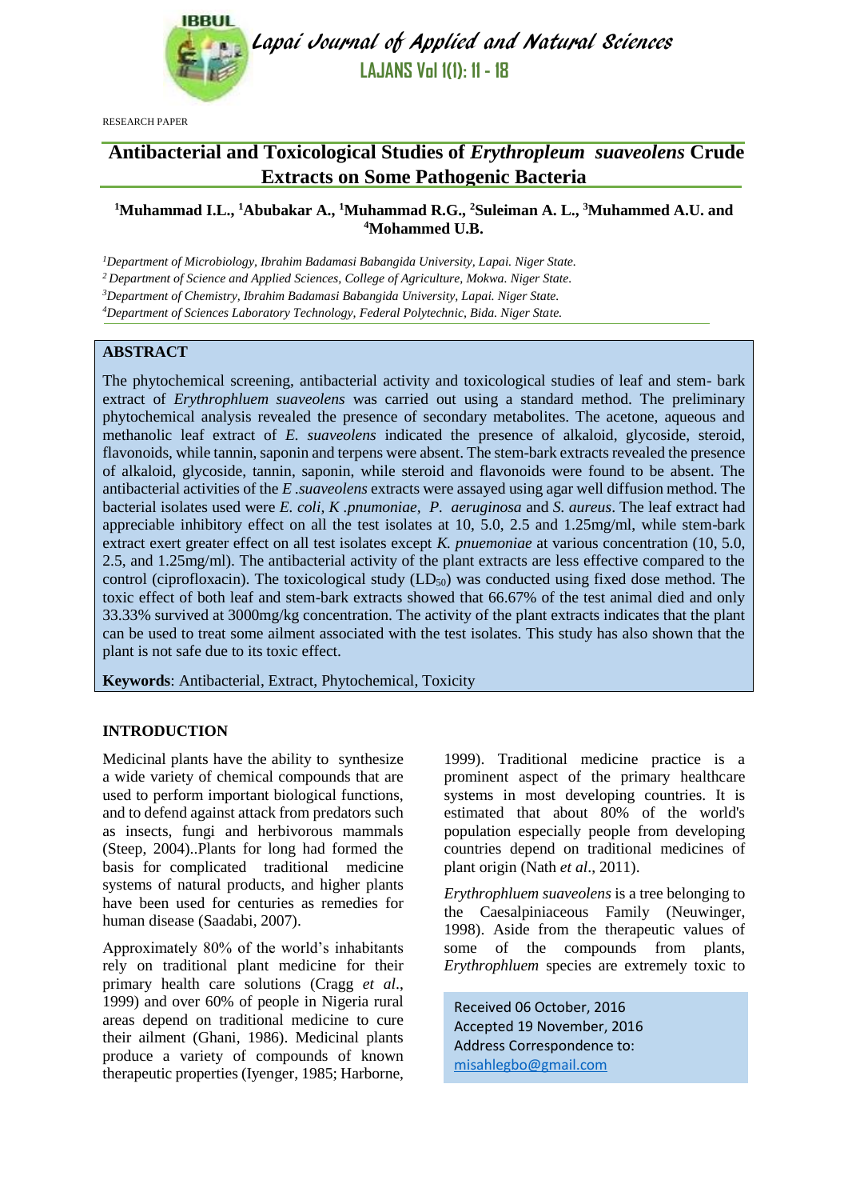RESEARCH PAPER

# Antibacterial and Toxicological Studies of *Erythropleum suaveolens* Crude Extracts on Some Pathogenic Bacteria

[1]Muhammad I.L., [1]Abubakar A., [1]Muhammad R.G., [2]Suleiman A. L., [3]Muhammed A.U. and [4]Mohammed U.B.

[1]*Department of Microbiology, Ibrahim Badamasi Babangida University, Lapai. Niger State.*
[2]*Department of Science and Applied Sciences, College of Agriculture, Mokwa. Niger State.*
[3]*Department of Chemistry, Ibrahim Badamasi Babangida University, Lapai. Niger State.*
[4]*Department of Sciences Laboratory Technology, Federal Polytechnic, Bida. Niger State.*

## ABSTRACT

The phytochemical screening, antibacterial activity and toxicological studies of leaf and stem- bark extract of *Erythrophluem suaveolens* was carried out using a standard method. The preliminary phytochemical analysis revealed the presence of secondary metabolites. The acetone, aqueous and methanolic leaf extract of *E. suaveolens* indicated the presence of alkaloid, glycoside, steroid, flavonoids, while tannin, saponin and terpens were absent. The stem-bark extracts revealed the presence of alkaloid, glycoside, tannin, saponin, while steroid and flavonoids were found to be absent. The antibacterial activities of the *E .suaveolens* extracts were assayed using agar well diffusion method. The bacterial isolates used were *E. coli, K .pnumoniae, P. aeruginosa* and *S. aureus*. The leaf extract had appreciable inhibitory effect on all the test isolates at 10, 5.0, 2.5 and 1.25mg/ml, while stem-bark extract exert greater effect on all test isolates except *K. pnuemoniae* at various concentration (10, 5.0, 2.5, and 1.25mg/ml). The antibacterial activity of the plant extracts are less effective compared to the control (ciprofloxacin). The toxicological study ($LD_{50}$) was conducted using fixed dose method. The toxic effect of both leaf and stem-bark extracts showed that 66.67% of the test animal died and only 33.33% survived at 3000mg/kg concentration. The activity of the plant extracts indicates that the plant can be used to treat some ailment associated with the test isolates. This study has also shown that the plant is not safe due to its toxic effect.

**Keywords**: Antibacterial, Extract, Phytochemical, Toxicity

## INTRODUCTION

Medicinal plants have the ability to synthesize a wide variety of chemical compounds that are used to perform important biological functions, and to defend against attack from predators such as insects, fungi and herbivorous mammals (Steep, 2004)..Plants for long had formed the basis for complicated traditional medicine systems of natural products, and higher plants have been used for centuries as remedies for human disease (Saadabi, 2007).

Approximately 80% of the world's inhabitants rely on traditional plant medicine for their primary health care solutions (Cragg *et al*., 1999) and over 60% of people in Nigeria rural areas depend on traditional medicine to cure their ailment (Ghani, 1986). Medicinal plants produce a variety of compounds of known therapeutic properties (Iyenger, 1985; Harborne, 1999). Traditional medicine practice is a prominent aspect of the primary healthcare systems in most developing countries. It is estimated that about 80% of the world's population especially people from developing countries depend on traditional medicines of plant origin (Nath *et al*., 2011).

*Erythrophluem suaveolens* is a tree belonging to the Caesalpiniaceous Family (Neuwinger, 1998). Aside from the therapeutic values of some of the compounds from plants, *Erythrophluem* species are extremely toxic to

Received 06 October, 2016
Accepted 19 November, 2016
Address Correspondence to:
misahlegbo@gmail.com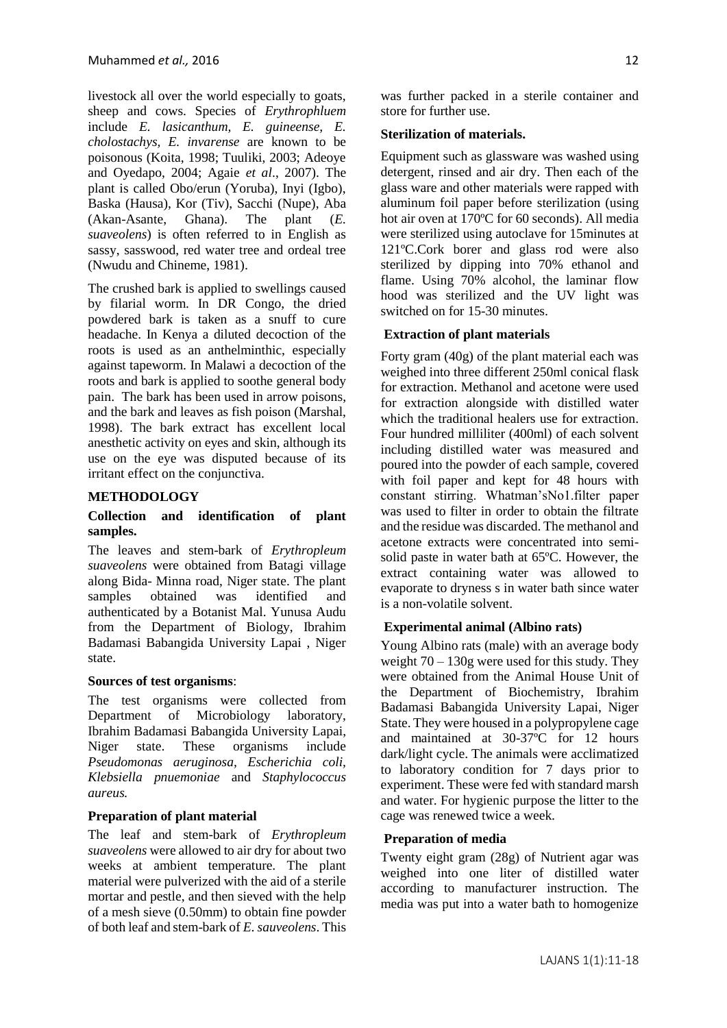livestock all over the world especially to goats, sheep and cows. Species of *Erythrophluem* include *E. lasicanthum, E. guineense, E. cholostachys, E. invarense* are known to be poisonous (Koita, 1998; Tuuliki, 2003; Adeoye and Oyedapo, 2004; Agaie *et al*., 2007). The plant is called Obo/erun (Yoruba), Inyi (Igbo), Baska (Hausa), Kor (Tiv), Sacchi (Nupe), Aba (Akan-Asante, Ghana). The plant (*E. suaveolens*) is often referred to in English as sassy, sasswood, red water tree and ordeal tree (Nwudu and Chineme, 1981).

The crushed bark is applied to swellings caused by filarial worm. In DR Congo, the dried powdered bark is taken as a snuff to cure headache. In Kenya a diluted decoction of the roots is used as an anthelminthic, especially against tapeworm. In Malawi a decoction of the roots and bark is applied to soothe general body pain. The bark has been used in arrow poisons, and the bark and leaves as fish poison (Marshal, 1998). The bark extract has excellent local anesthetic activity on eyes and skin, although its use on the eye was disputed because of its irritant effect on the conjunctiva.

## METHODOLOGY

### Collection and identification of plant samples.

The leaves and stem-bark of *Erythropleum suaveolens* were obtained from Batagi village along Bida- Minna road, Niger state. The plant samples obtained was identified and authenticated by a Botanist Mal. Yunusa Audu from the Department of Biology, Ibrahim Badamasi Babangida University Lapai , Niger state.

### Sources of test organisms:

The test organisms were collected from Department of Microbiology laboratory, Ibrahim Badamasi Babangida University Lapai, Niger state. These organisms include *Pseudomonas aeruginosa, Escherichia coli, Klebsiella pnuemoniae* and *Staphylococcus aureus.*

### Preparation of plant material

The leaf and stem-bark of *Erythropleum suaveolens* were allowed to air dry for about two weeks at ambient temperature. The plant material were pulverized with the aid of a sterile mortar and pestle, and then sieved with the help of a mesh sieve (0.50mm) to obtain fine powder of both leaf and stem-bark of *E. sauveolens*. This was further packed in a sterile container and store for further use.

### Sterilization of materials.

Equipment such as glassware was washed using detergent, rinsed and air dry. Then each of the glass ware and other materials were rapped with aluminum foil paper before sterilization (using hot air oven at 170ºC for 60 seconds). All media were sterilized using autoclave for 15minutes at 121ºC.Cork borer and glass rod were also sterilized by dipping into 70% ethanol and flame. Using 70% alcohol, the laminar flow hood was sterilized and the UV light was switched on for 15-30 minutes.

### Extraction of plant materials

Forty gram (40g) of the plant material each was weighed into three different 250ml conical flask for extraction. Methanol and acetone were used for extraction alongside with distilled water which the traditional healers use for extraction. Four hundred milliliter (400ml) of each solvent including distilled water was measured and poured into the powder of each sample, covered with foil paper and kept for 48 hours with constant stirring. Whatman'sNo1.filter paper was used to filter in order to obtain the filtrate and the residue was discarded. The methanol and acetone extracts were concentrated into semi-solid paste in water bath at 65ºC. However, the extract containing water was allowed to evaporate to dryness s in water bath since water is a non-volatile solvent.

### Experimental animal (Albino rats)

Young Albino rats (male) with an average body weight 70 – 130g were used for this study. They were obtained from the Animal House Unit of the Department of Biochemistry, Ibrahim Badamasi Babangida University Lapai, Niger State. They were housed in a polypropylene cage and maintained at 30-37ºC for 12 hours dark/light cycle. The animals were acclimatized to laboratory condition for 7 days prior to experiment. These were fed with standard marsh and water. For hygienic purpose the litter to the cage was renewed twice a week.

### Preparation of media

Twenty eight gram (28g) of Nutrient agar was weighed into one liter of distilled water according to manufacturer instruction. The media was put into a water bath to homogenize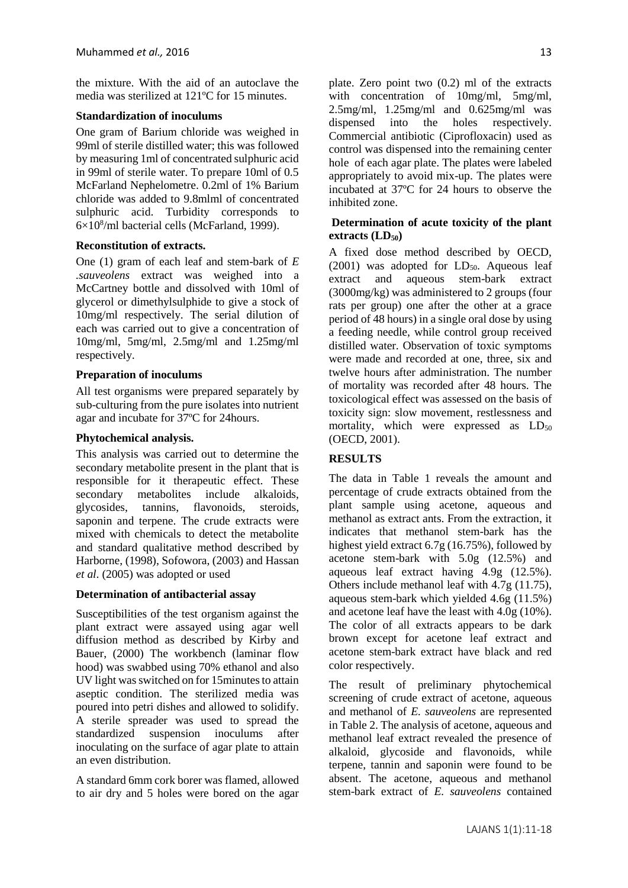the mixture. With the aid of an autoclave the media was sterilized at 121ºC for 15 minutes.

**Standardization of inoculums**

One gram of Barium chloride was weighed in 99ml of sterile distilled water; this was followed by measuring 1ml of concentrated sulphuric acid in 99ml of sterile water. To prepare 10ml of 0.5 McFarland Nephelometre. 0.2ml of 1% Barium chloride was added to 9.8mlml of concentrated sulphuric acid. Turbidity corresponds to $6\times10^{8}$/ml bacterial cells (McFarland, 1999).

**Reconstitution of extracts.**

One (1) gram of each leaf and stem-bark of *E .sauveolens* extract was weighed into a McCartney bottle and dissolved with 10ml of glycerol or dimethylsulphide to give a stock of 10mg/ml respectively. The serial dilution of each was carried out to give a concentration of 10mg/ml, 5mg/ml, 2.5mg/ml and 1.25mg/ml respectively.

**Preparation of inoculums**

All test organisms were prepared separately by sub-culturing from the pure isolates into nutrient agar and incubate for 37ºC for 24hours.

**Phytochemical analysis.**

This analysis was carried out to determine the secondary metabolite present in the plant that is responsible for it therapeutic effect. These secondary metabolites include alkaloids, glycosides, tannins, flavonoids, steroids, saponin and terpene. The crude extracts were mixed with chemicals to detect the metabolite and standard qualitative method described by Harborne, (1998), Sofowora, (2003) and Hassan *et al*. (2005) was adopted or used

**Determination of antibacterial assay**

Susceptibilities of the test organism against the plant extract were assayed using agar well diffusion method as described by Kirby and Bauer, (2000) The workbench (laminar flow hood) was swabbed using 70% ethanol and also UV light was switched on for 15minutes to attain aseptic condition. The sterilized media was poured into petri dishes and allowed to solidify. A sterile spreader was used to spread the standardized suspension inoculums after inoculating on the surface of agar plate to attain an even distribution.

A standard 6mm cork borer was flamed, allowed to air dry and 5 holes were bored on the agar plate. Zero point two (0.2) ml of the extracts with concentration of 10mg/ml, 5mg/ml, 2.5mg/ml, 1.25mg/ml and 0.625mg/ml was dispensed into the holes respectively. Commercial antibiotic (Ciprofloxacin) used as control was dispensed into the remaining center hole of each agar plate. The plates were labeled appropriately to avoid mix-up. The plates were incubated at 37ºC for 24 hours to observe the inhibited zone.

**Determination of acute toxicity of the plant extracts ($LD_{50}$)**

A fixed dose method described by OECD, (2001) was adopted for $LD_{50}$. Aqueous leaf extract and aqueous stem-bark extract (3000mg/kg) was administered to 2 groups (four rats per group) one after the other at a grace period of 48 hours) in a single oral dose by using a feeding needle, while control group received distilled water. Observation of toxic symptoms were made and recorded at one, three, six and twelve hours after administration. The number of mortality was recorded after 48 hours. The toxicological effect was assessed on the basis of toxicity sign: slow movement, restlessness and mortality, which were expressed as $LD_{50}$ (OECD, 2001).

## RESULTS

The data in Table 1 reveals the amount and percentage of crude extracts obtained from the plant sample using acetone, aqueous and methanol as extract ants. From the extraction, it indicates that methanol stem-bark has the highest yield extract 6.7g (16.75%), followed by acetone stem-bark with 5.0g (12.5%) and aqueous leaf extract having 4.9g (12.5%). Others include methanol leaf with 4.7g (11.75), aqueous stem-bark which yielded 4.6g (11.5%) and acetone leaf have the least with 4.0g (10%). The color of all extracts appears to be dark brown except for acetone leaf extract and acetone stem-bark extract have black and red color respectively.

The result of preliminary phytochemical screening of crude extract of acetone, aqueous and methanol of *E. sauveolens* are represented in Table 2. The analysis of acetone, aqueous and methanol leaf extract revealed the presence of alkaloid, glycoside and flavonoids, while terpene, tannin and saponin were found to be absent. The acetone, aqueous and methanol stem-bark extract of *E. sauveolens* contained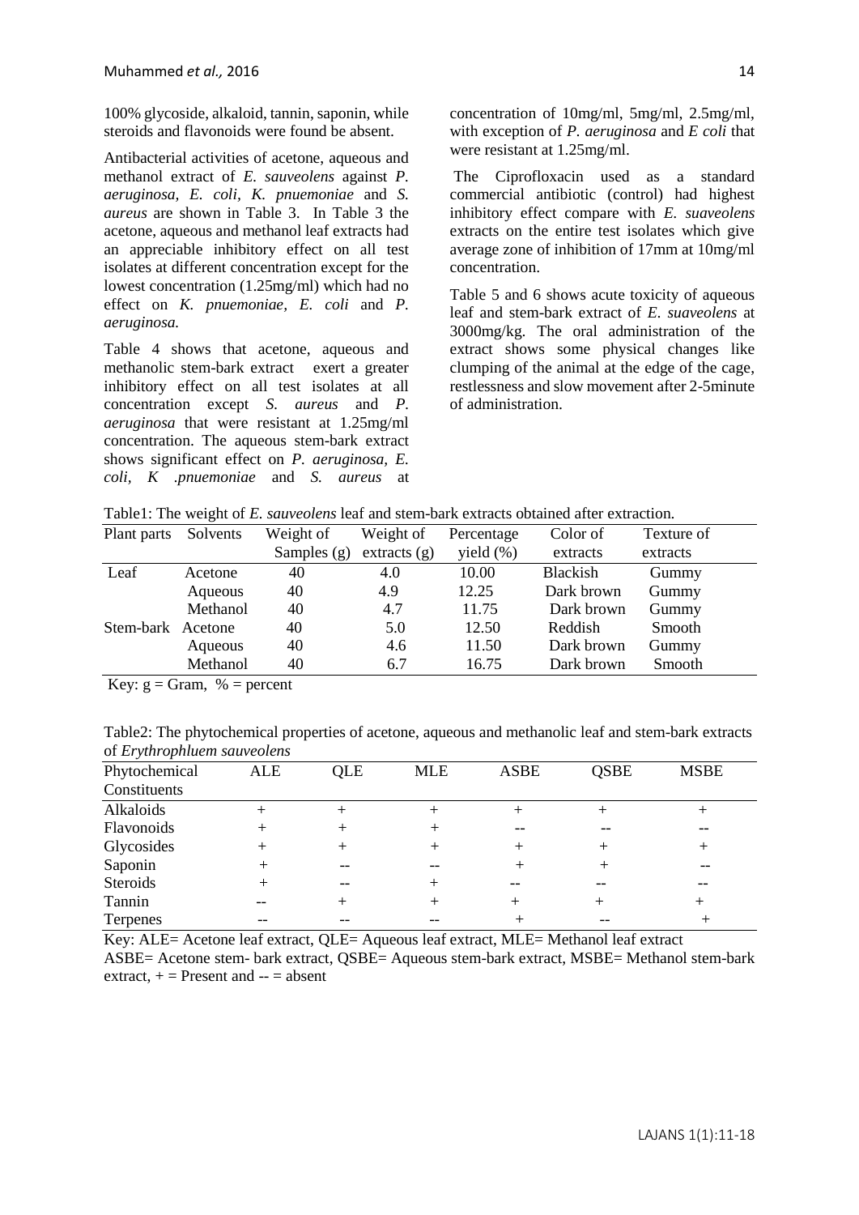100% glycoside, alkaloid, tannin, saponin, while steroids and flavonoids were found be absent.

Antibacterial activities of acetone, aqueous and methanol extract of *E. sauveolens* against *P. aeruginosa, E. coli, K. pnuemoniae* and *S. aureus* are shown in Table 3. In Table 3 the acetone, aqueous and methanol leaf extracts had an appreciable inhibitory effect on all test isolates at different concentration except for the lowest concentration (1.25mg/ml) which had no effect on *K. pnuemoniae, E. coli* and *P. aeruginosa.*

Table 4 shows that acetone, aqueous and methanolic stem-bark extract exert a greater inhibitory effect on all test isolates at all concentration except *S. aureus* and *P. aeruginosa* that were resistant at 1.25mg/ml concentration. The aqueous stem-bark extract shows significant effect on *P. aeruginosa, E. coli, K .pnuemoniae* and *S. aureus* at concentration of 10mg/ml, 5mg/ml, 2.5mg/ml, with exception of *P. aeruginosa* and *E coli* that were resistant at 1.25mg/ml.

The Ciprofloxacin used as a standard commercial antibiotic (control) had highest inhibitory effect compare with *E. suaveolens* extracts on the entire test isolates which give average zone of inhibition of 17mm at 10mg/ml concentration.

Table 5 and 6 shows acute toxicity of aqueous leaf and stem-bark extract of *E. suaveolens* at 3000mg/kg. The oral administration of the extract shows some physical changes like clumping of the animal at the edge of the cage, restlessness and slow movement after 2-5minute of administration.

Table1: The weight of *E. sauveolens* leaf and stem-bark extracts obtained after extraction.

| Plant parts | Solvents | Weight of Samples (g) | Weight of extracts (g) | Percentage yield (%) | Color of extracts | Texture of extracts |
|---|---|---|---|---|---|---|
| Leaf | Acetone | 40 | 4.0 | 10.00 | Blackish | Gummy |
| | Aqueous | 40 | 4.9 | 12.25 | Dark brown | Gummy |
| | Methanol | 40 | 4.7 | 11.75 | Dark brown | Gummy |
| Stem-bark | Acetone | 40 | 5.0 | 12.50 | Reddish | Smooth |
| | Aqueous | 40 | 4.6 | 11.50 | Dark brown | Gummy |
| | Methanol | 40 | 6.7 | 16.75 | Dark brown | Smooth |

Key: g = Gram, % = percent

Table2: The phytochemical properties of acetone, aqueous and methanolic leaf and stem-bark extracts of *Erythrophluem sauveolens*

| Phytochemical Constituents | ALE | QLE | MLE | ASBE | QSBE | MSBE |
|---|---|---|---|---|---|---|
| Alkaloids | + | + | + | + | + | + |
| Flavonoids | + | + | + | -- | -- | -- |
| Glycosides | + | + | + | + | + | + |
| Saponin | + | -- | -- | + | + | -- |
| Steroids | + | -- | + | -- | -- | -- |
| Tannin | -- | + | + | + | + | + |
| Terpenes | -- | -- | -- | + | -- | + |

Key: ALE= Acetone leaf extract, QLE= Aqueous leaf extract, MLE= Methanol leaf extract
ASBE= Acetone stem- bark extract, QSBE= Aqueous stem-bark extract, MSBE= Methanol stem-bark extract, + = Present and -- = absent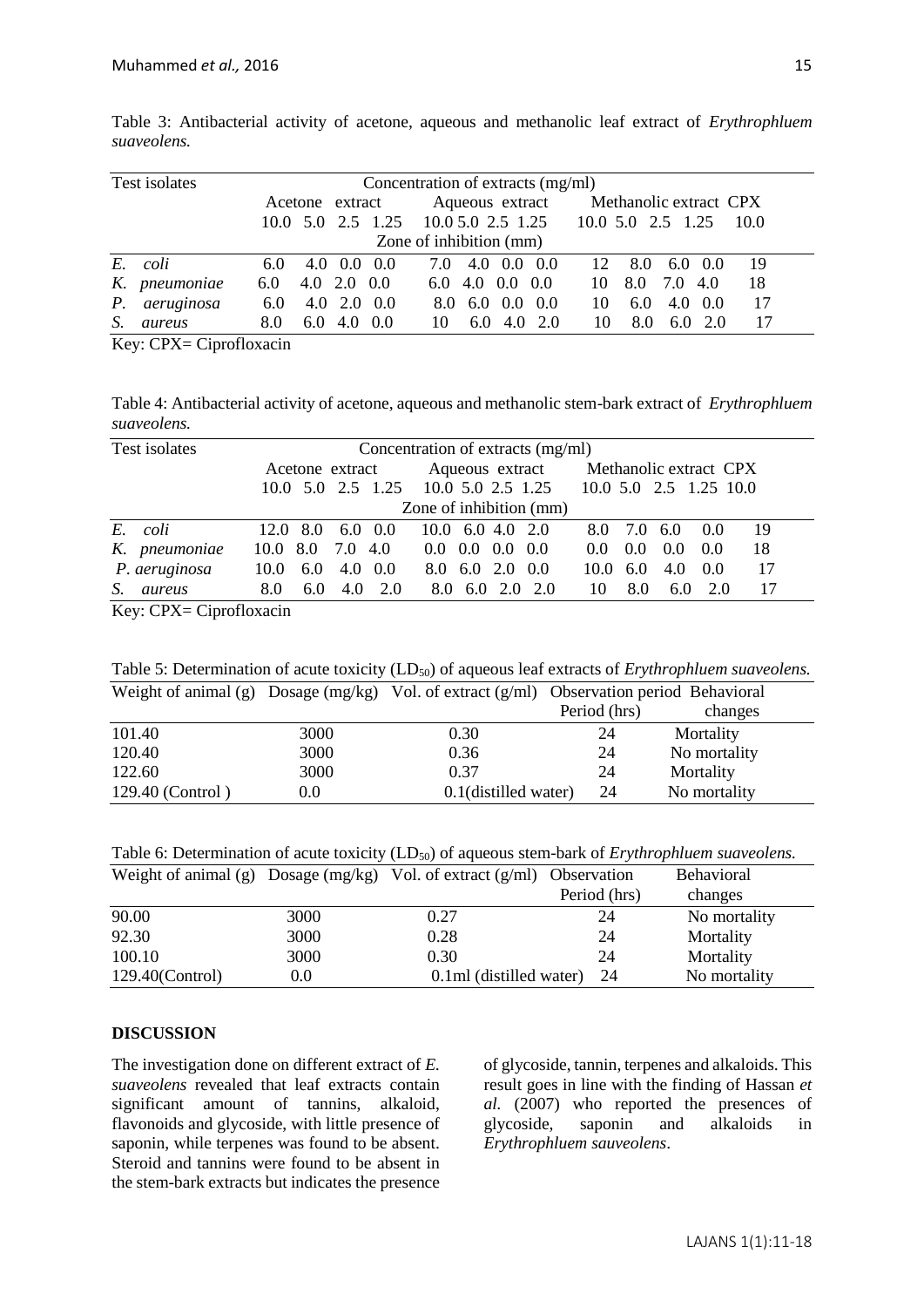Table 3: Antibacterial activity of acetone, aqueous and methanolic leaf extract of *Erythrophluem suaveolens.*

| Test isolates | Concentration of extracts (mg/ml) | | | | | | | | | | | | |
|---|---|---|---|---|---|---|---|---|---|---|---|---|---|
| | Acetone extract | | | | Aqueous extract | | | | Methanolic extract | | | | CPX |
| | 10.0 | 5.0 | 2.5 | 1.25 | 10.0 | 5.0 | 2.5 | 1.25 | 10.0 | 5.0 | 2.5 | 1.25 | 10.0 |
| | Zone of inhibition (mm) | | | | | | | | | | | | |
| *E. coli* | 6.0 | 4.0 | 0.0 | 0.0 | 7.0 | 4.0 | 0.0 | 0.0 | 12 | 8.0 | 6.0 | 0.0 | 19 |
| *K. pneumoniae* | 6.0 | 4.0 | 2.0 | 0.0 | 6.0 | 4.0 | 0.0 | 0.0 | 10 | 8.0 | 7.0 | 4.0 | 18 |
| *P. aeruginosa* | 6.0 | 4.0 | 2.0 | 0.0 | 8.0 | 6.0 | 0.0 | 0.0 | 10 | 6.0 | 4.0 | 0.0 | 17 |
| *S. aureus* | 8.0 | 6.0 | 4.0 | 0.0 | 10 | 6.0 | 4.0 | 2.0 | 10 | 8.0 | 6.0 | 2.0 | 17 |

Key: CPX= Ciprofloxacin

Table 4: Antibacterial activity of acetone, aqueous and methanolic stem-bark extract of *Erythrophluem suaveolens.*

| Test isolates | Concentration of extracts (mg/ml) | | | | | | | | | | | | |
|---|---|---|---|---|---|---|---|---|---|---|---|---|---|
| | Acetone extract | | | | Aqueous extract | | | | Methanolic extract | | | | CPX |
| | 10.0 | 5.0 | 2.5 | 1.25 | 10.0 | 5.0 | 2.5 | 1.25 | 10.0 | 5.0 | 2.5 | 1.25 | 10.0 |
| | Zone of inhibition (mm) | | | | | | | | | | | | |
| *E. coli* | 12.0 | 8.0 | 6.0 | 0.0 | 10.0 | 6.0 | 4.0 | 2.0 | 8.0 | 7.0 | 6.0 | 0.0 | 19 |
| *K. pneumoniae* | 10.0 | 8.0 | 7.0 | 4.0 | 0.0 | 0.0 | 0.0 | 0.0 | 0.0 | 0.0 | 0.0 | 0.0 | 18 |
| *P. aeruginosa* | 10.0 | 6.0 | 4.0 | 0.0 | 8.0 | 6.0 | 2.0 | 0.0 | 10.0 | 6.0 | 4.0 | 0.0 | 17 |
| *S. aureus* | 8.0 | 6.0 | 4.0 | 2.0 | 8.0 | 6.0 | 2.0 | 2.0 | 10 | 8.0 | 6.0 | 2.0 | 17 |

Key: CPX= Ciprofloxacin

Table 5: Determination of acute toxicity ($LD_{50}$) of aqueous leaf extracts of *Erythrophluem suaveolens.*

| Weight of animal (g) | Dosage (mg/kg) | Vol. of extract (g/ml) | Observation period Period (hrs) | Behavioral changes |
|---|---|---|---|---|
| 101.40 | 3000 | 0.30 | 24 | Mortality |
| 120.40 | 3000 | 0.36 | 24 | No mortality |
| 122.60 | 3000 | 0.37 | 24 | Mortality |
| 129.40 (Control ) | 0.0 | 0.1(distilled water) | 24 | No mortality |

Table 6: Determination of acute toxicity ($LD_{50}$) of aqueous stem-bark of *Erythrophluem suaveolens.*

| Weight of animal (g) | Dosage (mg/kg) | Vol. of extract (g/ml) | Observation Period (hrs) | Behavioral changes |
|---|---|---|---|---|
| 90.00 | 3000 | 0.27 | 24 | No mortality |
| 92.30 | 3000 | 0.28 | 24 | Mortality |
| 100.10 | 3000 | 0.30 | 24 | Mortality |
| 129.40(Control) | 0.0 | 0.1ml (distilled water) | 24 | No mortality |

## DISCUSSION

The investigation done on different extract of *E. suaveolens* revealed that leaf extracts contain significant amount of tannins, alkaloid, flavonoids and glycoside, with little presence of saponin, while terpenes was found to be absent. Steroid and tannins were found to be absent in the stem-bark extracts but indicates the presence of glycoside, tannin, terpenes and alkaloids. This result goes in line with the finding of Hassan *et al.* (2007) who reported the presences of glycoside, saponin and alkaloids in *Erythrophluem sauveolens*.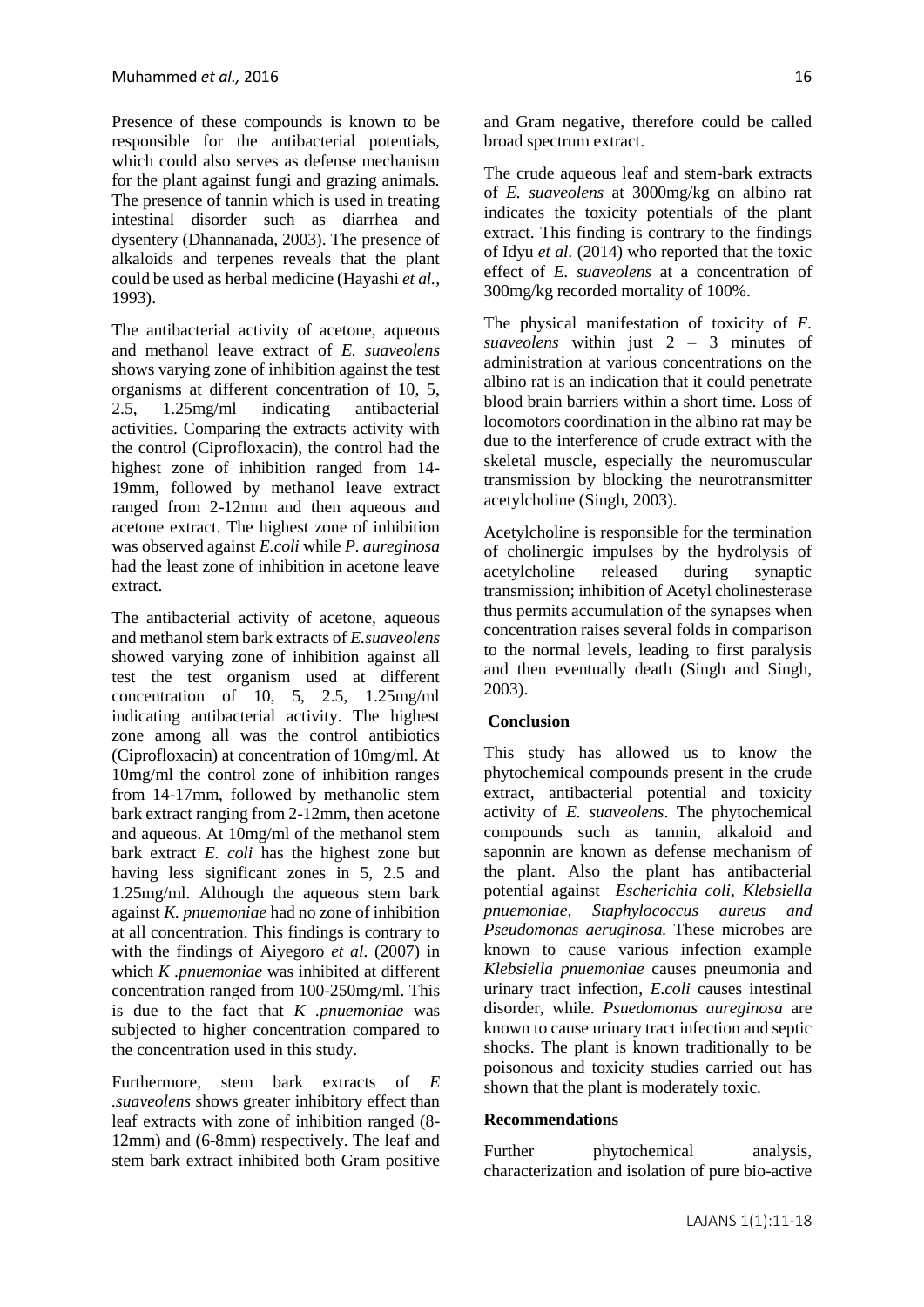Presence of these compounds is known to be responsible for the antibacterial potentials, which could also serves as defense mechanism for the plant against fungi and grazing animals. The presence of tannin which is used in treating intestinal disorder such as diarrhea and dysentery (Dhannanada, 2003). The presence of alkaloids and terpenes reveals that the plant could be used as herbal medicine (Hayashi *et al.,* 1993).

The antibacterial activity of acetone, aqueous and methanol leave extract of *E. suaveolens* shows varying zone of inhibition against the test organisms at different concentration of 10, 5, 2.5, 1.25mg/ml indicating antibacterial activities. Comparing the extracts activity with the control (Ciprofloxacin), the control had the highest zone of inhibition ranged from 14-19mm, followed by methanol leave extract ranged from 2-12mm and then aqueous and acetone extract. The highest zone of inhibition was observed against *E.coli* while *P. aureginosa* had the least zone of inhibition in acetone leave extract.

The antibacterial activity of acetone, aqueous and methanol stem bark extracts of *E.suaveolens* showed varying zone of inhibition against all test the test organism used at different concentration of 10, 5, 2.5, 1.25mg/ml indicating antibacterial activity. The highest zone among all was the control antibiotics (Ciprofloxacin) at concentration of 10mg/ml. At 10mg/ml the control zone of inhibition ranges from 14-17mm, followed by methanolic stem bark extract ranging from 2-12mm, then acetone and aqueous. At 10mg/ml of the methanol stem bark extract *E. coli* has the highest zone but having less significant zones in 5, 2.5 and 1.25mg/ml. Although the aqueous stem bark against *K. pnuemoniae* had no zone of inhibition at all concentration. This findings is contrary to with the findings of Aiyegoro *et al*. (2007) in which *K .pnuemoniae* was inhibited at different concentration ranged from 100-250mg/ml. This is due to the fact that *K .pnuemoniae* was subjected to higher concentration compared to the concentration used in this study.

Furthermore, stem bark extracts of *E .suaveolens* shows greater inhibitory effect than leaf extracts with zone of inhibition ranged (8-12mm) and (6-8mm) respectively. The leaf and stem bark extract inhibited both Gram positive and Gram negative, therefore could be called broad spectrum extract.

The crude aqueous leaf and stem-bark extracts of *E. suaveolens* at 3000mg/kg on albino rat indicates the toxicity potentials of the plant extract. This finding is contrary to the findings of Idyu *et al*. (2014) who reported that the toxic effect of *E. suaveolens* at a concentration of 300mg/kg recorded mortality of 100%.

The physical manifestation of toxicity of *E. suaveolens* within just 2 – 3 minutes of administration at various concentrations on the albino rat is an indication that it could penetrate blood brain barriers within a short time. Loss of locomotors coordination in the albino rat may be due to the interference of crude extract with the skeletal muscle, especially the neuromuscular transmission by blocking the neurotransmitter acetylcholine (Singh, 2003).

Acetylcholine is responsible for the termination of cholinergic impulses by the hydrolysis of acetylcholine released during synaptic transmission; inhibition of Acetyl cholinesterase thus permits accumulation of the synapses when concentration raises several folds in comparison to the normal levels, leading to first paralysis and then eventually death (Singh and Singh, 2003).

## Conclusion

This study has allowed us to know the phytochemical compounds present in the crude extract, antibacterial potential and toxicity activity of *E. suaveolens*. The phytochemical compounds such as tannin, alkaloid and saponnin are known as defense mechanism of the plant. Also the plant has antibacterial potential against *Escherichia coli, Klebsiella pnuemoniae, Staphylococcus aureus and Pseudomonas aeruginosa.* These microbes are known to cause various infection example *Klebsiella pnuemoniae* causes pneumonia and urinary tract infection, *E.coli* causes intestinal disorder, while. *Psuedomonas aureginosa* are known to cause urinary tract infection and septic shocks. The plant is known traditionally to be poisonous and toxicity studies carried out has shown that the plant is moderately toxic.

## Recommendations

Further phytochemical analysis, characterization and isolation of pure bio-active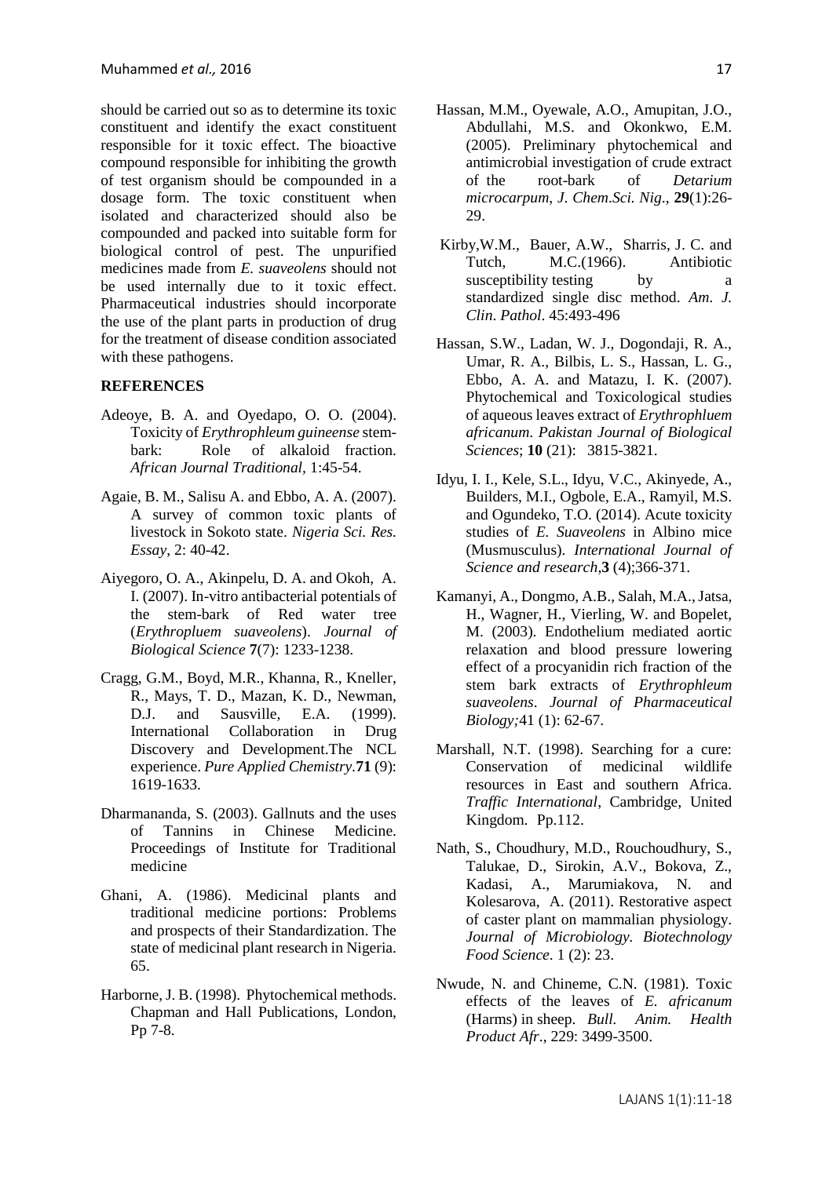should be carried out so as to determine its toxic constituent and identify the exact constituent responsible for it toxic effect. The bioactive compound responsible for inhibiting the growth of test organism should be compounded in a dosage form. The toxic constituent when isolated and characterized should also be compounded and packed into suitable form for biological control of pest. The unpurified medicines made from *E. suaveolens* should not be used internally due to it toxic effect. Pharmaceutical industries should incorporate the use of the plant parts in production of drug for the treatment of disease condition associated with these pathogens.

## REFERENCES

Adeoye, B. A. and Oyedapo, O. O. (2004). Toxicity of *Erythrophleum guineense* stem-bark: Role of alkaloid fraction. *African Journal Traditional*, 1:45-54.

Agaie, B. M., Salisu A. and Ebbo, A. A. (2007). A survey of common toxic plants of livestock in Sokoto state. *Nigeria Sci. Res. Essay*, 2: 40-42.

Aiyegoro, O. A., Akinpelu, D. A. and Okoh, A. I. (2007). In-vitro antibacterial potentials of the stem-bark of Red water tree (*Erythropluem suaveolens*). *Journal of Biological Science* **7**(7): 1233-1238.

Cragg, G.M., Boyd, M.R., Khanna, R., Kneller, R., Mays, T. D., Mazan, K. D., Newman, D.J. and Sausville, E.A. (1999). International Collaboration in Drug Discovery and Development.The NCL experience. *Pure Applied Chemistry*.**71** (9): 1619-1633.

Dharmananda, S. (2003). Gallnuts and the uses of Tannins in Chinese Medicine. Proceedings of Institute for Traditional medicine

Ghani, A. (1986). Medicinal plants and traditional medicine portions: Problems and prospects of their Standardization. The state of medicinal plant research in Nigeria. 65.

Harborne, J. B. (1998). Phytochemical methods. Chapman and Hall Publications, London, Pp 7-8.

Hassan, M.M., Oyewale, A.O., Amupitan, J.O., Abdullahi, M.S. and Okonkwo, E.M. (2005). Preliminary phytochemical and antimicrobial investigation of crude extract of the root-bark of *Detarium microcarpum*, *J. Chem.Sci. Nig*., **29**(1):26-29.

Kirby,W.M., Bauer, A.W., Sharris, J. C. and Tutch, M.C.(1966). Antibiotic susceptibility testing by a standardized single disc method. *Am. J. Clin. Pathol*. 45:493-496

Hassan, S.W., Ladan, W. J., Dogondaji, R. A., Umar, R. A., Bilbis, L. S., Hassan, L. G., Ebbo, A. A. and Matazu, I. K. (2007). Phytochemical and Toxicological studies of aqueous leaves extract of *Erythrophluem africanum*. *Pakistan Journal of Biological Sciences*; **10** (21): 3815-3821.

Idyu, I. I., Kele, S.L., Idyu, V.C., Akinyede, A., Builders, M.I., Ogbole, E.A., Ramyil, M.S. and Ogundeko, T.O. (2014). Acute toxicity studies of *E. Suaveolens* in Albino mice (Musmusculus). *International Journal of Science and research*,**3** (4);366-371.

Kamanyi, A., Dongmo, A.B., Salah, M.A., Jatsa, H., Wagner, H., Vierling, W. and Bopelet, M. (2003). Endothelium mediated aortic relaxation and blood pressure lowering effect of a procyanidin rich fraction of the stem bark extracts of *Erythrophleum suaveolens*. *Journal of Pharmaceutical Biology;*41 (1): 62-67.

Marshall, N.T. (1998). Searching for a cure: Conservation of medicinal wildlife resources in East and southern Africa. *Traffic International*, Cambridge, United Kingdom. Pp.112.

Nath, S., Choudhury, M.D., Rouchoudhury, S., Talukae, D., Sirokin, A.V., Bokova, Z., Kadasi, A., Marumiakova, N. and Kolesarova, A. (2011). Restorative aspect of caster plant on mammalian physiology. *Journal of Microbiology. Biotechnology Food Science*. 1 (2): 23.

Nwude, N. and Chineme, C.N. (1981). Toxic effects of the leaves of *E. africanum* (Harms) in sheep. *Bull. Anim. Health Product Afr*., 229: 3499-3500.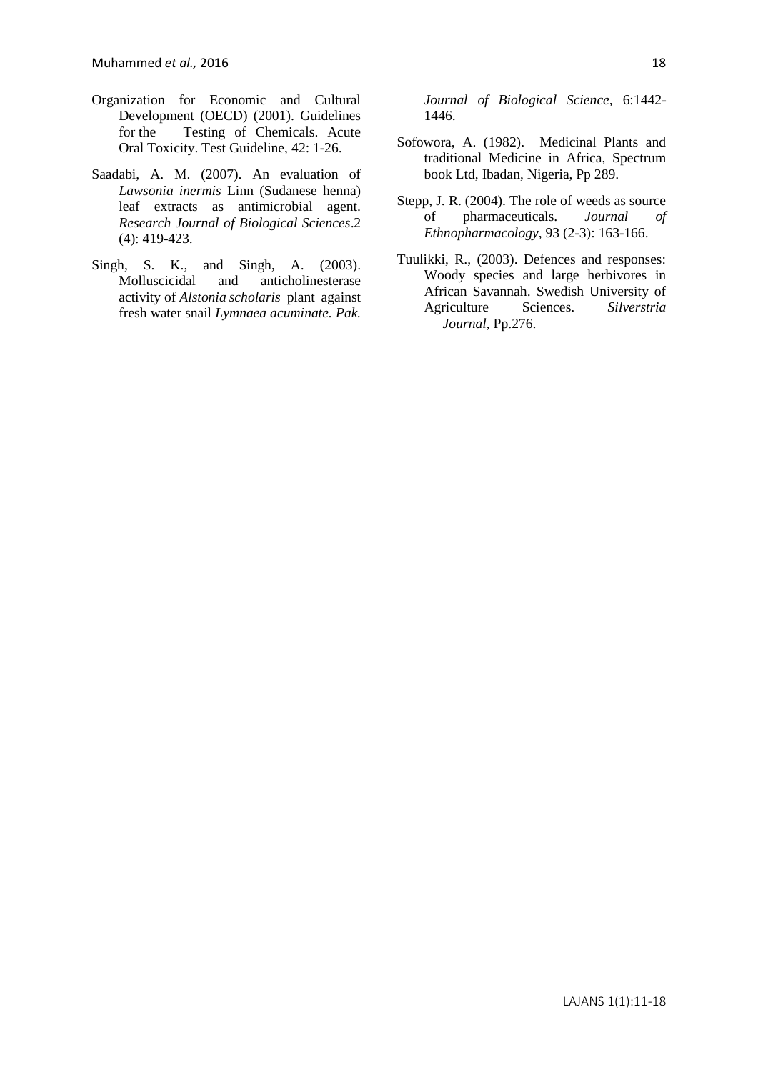Organization for Economic and Cultural Development (OECD) (2001). Guidelines for the Testing of Chemicals. Acute Oral Toxicity. Test Guideline, 42: 1-26.

Saadabi, A. M. (2007). An evaluation of *Lawsonia inermis* Linn (Sudanese henna) leaf extracts as antimicrobial agent. *Research Journal of Biological Sciences*.2 (4): 419-423.

Singh, S. K., and Singh, A. (2003). Molluscicidal and anticholinesterase activity of *Alstonia scholaris* plant against fresh water snail *Lymnaea acuminate. Pak. Journal of Biological Science*, 6:1442-1446.

Sofowora, A. (1982). Medicinal Plants and traditional Medicine in Africa, Spectrum book Ltd, Ibadan, Nigeria, Pp 289.

Stepp, J. R. (2004). The role of weeds as source of pharmaceuticals. *Journal of Ethnopharmacology*, 93 (2-3): 163-166.

Tuulikki, R., (2003). Defences and responses: Woody species and large herbivores in African Savannah. Swedish University of Agriculture Sciences. *Silverstria Journal*, Pp.276.